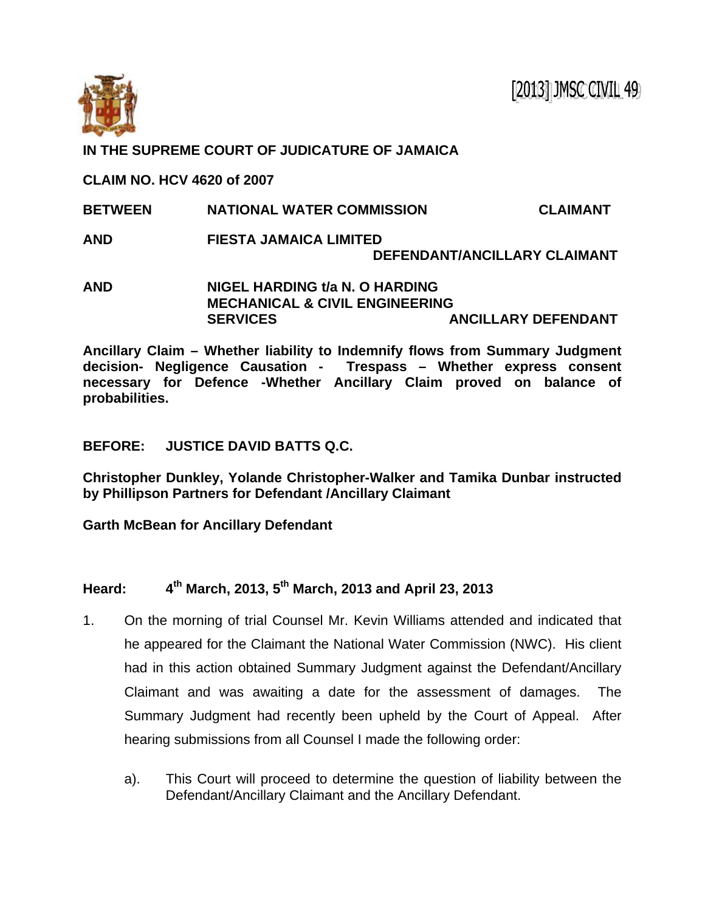[2013] JMSC CIVIL 49

**IN THE SUPREME COURT OF JUDICATURE OF JAMAICA**

**CLAIM NO. HCV 4620 of 2007**

**BETWEEN NATIONAL WATER COMMISSION CLAIMANT**

**AND FIESTA JAMAICA LIMITED DEFENDANT/ANCILLARY CLAIMANT**

**AND NIGEL HARDING t/a N. O HARDING MECHANICAL & CIVIL ENGINEERING SERVICES ANCILLARY DEFENDANT**

**Ancillary Claim – Whether liability to Indemnify flows from Summary Judgment decision- Negligence Causation - Trespass – Whether express consent necessary for Defence -Whether Ancillary Claim proved on balance of probabilities.**

**BEFORE: JUSTICE DAVID BATTS Q.C.**

**Christopher Dunkley, Yolande Christopher-Walker and Tamika Dunbar instructed by Phillipson Partners for Defendant /Ancillary Claimant**

**Garth McBean for Ancillary Defendant**

**Heard: 4th March, 2013, 5th March, 2013 and April 23, 2013**

1. On the morning of trial Counsel Mr. Kevin Williams attended and indicated that he appeared for the Claimant the National Water Commission (NWC). His client had in this action obtained Summary Judgment against the Defendant/Ancillary Claimant and was awaiting a date for the assessment of damages. The Summary Judgment had recently been upheld by the Court of Appeal. After hearing submissions from all Counsel I made the following order:

   a). This Court will proceed to determine the question of liability between the Defendant/Ancillary Claimant and the Ancillary Defendant.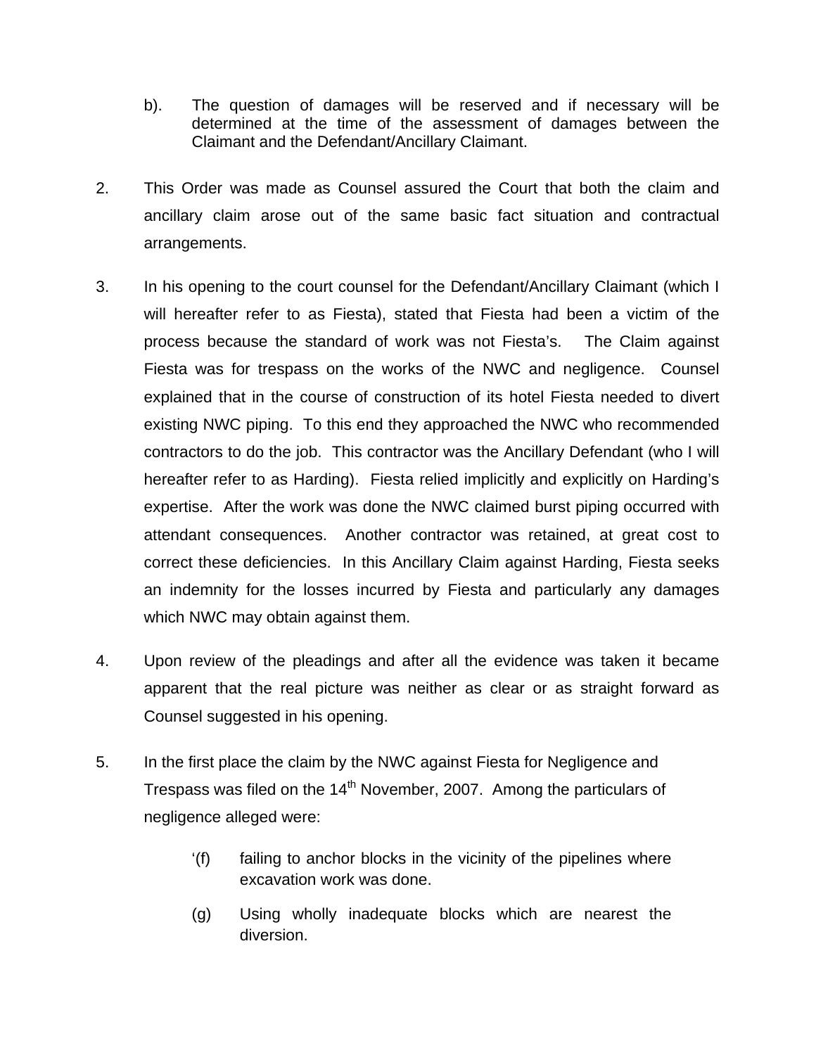b). The question of damages will be reserved and if necessary will be determined at the time of the assessment of damages between the Claimant and the Defendant/Ancillary Claimant.

2. This Order was made as Counsel assured the Court that both the claim and ancillary claim arose out of the same basic fact situation and contractual arrangements.

3. In his opening to the court counsel for the Defendant/Ancillary Claimant (which I will hereafter refer to as Fiesta), stated that Fiesta had been a victim of the process because the standard of work was not Fiesta's. The Claim against Fiesta was for trespass on the works of the NWC and negligence. Counsel explained that in the course of construction of its hotel Fiesta needed to divert existing NWC piping. To this end they approached the NWC who recommended contractors to do the job. This contractor was the Ancillary Defendant (who I will hereafter refer to as Harding). Fiesta relied implicitly and explicitly on Harding's expertise. After the work was done the NWC claimed burst piping occurred with attendant consequences. Another contractor was retained, at great cost to correct these deficiencies. In this Ancillary Claim against Harding, Fiesta seeks an indemnity for the losses incurred by Fiesta and particularly any damages which NWC may obtain against them.

4. Upon review of the pleadings and after all the evidence was taken it became apparent that the real picture was neither as clear or as straight forward as Counsel suggested in his opening.

5. In the first place the claim by the NWC against Fiesta for Negligence and Trespass was filed on the 14th November, 2007. Among the particulars of negligence alleged were:

> '(f) failing to anchor blocks in the vicinity of the pipelines where excavation work was done.
>
> (g) Using wholly inadequate blocks which are nearest the diversion.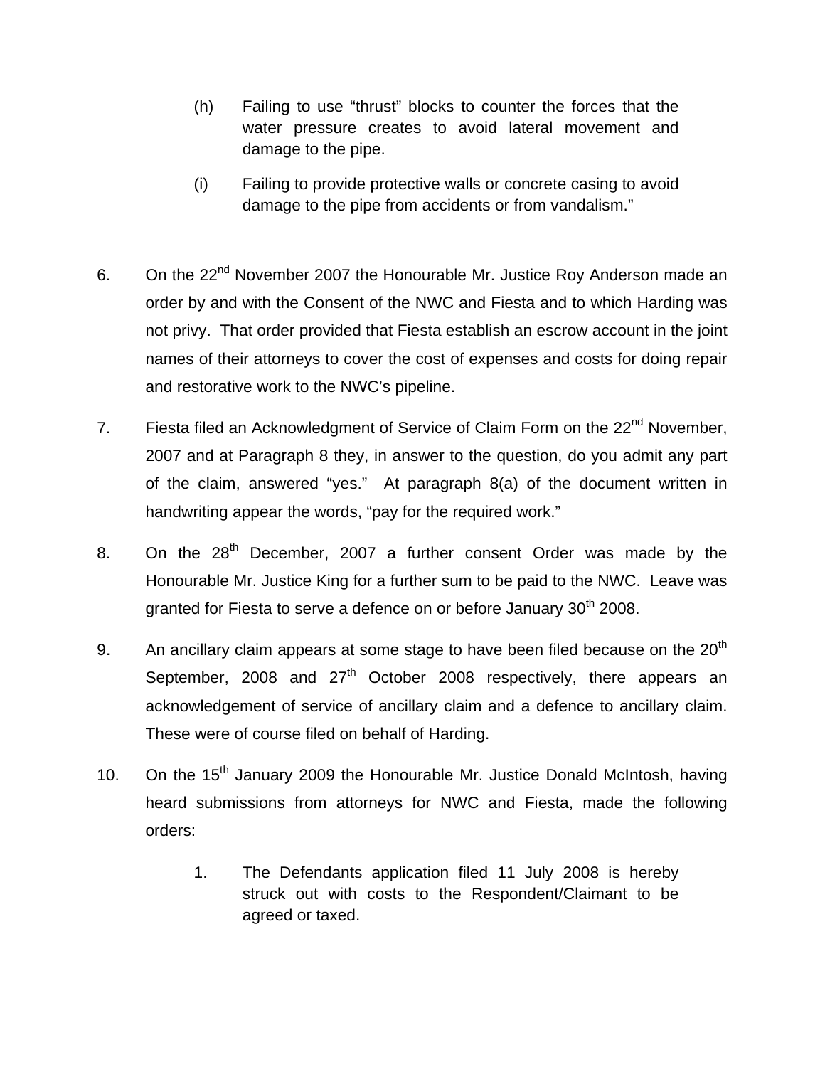(h) Failing to use "thrust" blocks to counter the forces that the water pressure creates to avoid lateral movement and damage to the pipe.

(i) Failing to provide protective walls or concrete casing to avoid damage to the pipe from accidents or from vandalism."

6. On the 22nd November 2007 the Honourable Mr. Justice Roy Anderson made an order by and with the Consent of the NWC and Fiesta and to which Harding was not privy. That order provided that Fiesta establish an escrow account in the joint names of their attorneys to cover the cost of expenses and costs for doing repair and restorative work to the NWC's pipeline.

7. Fiesta filed an Acknowledgment of Service of Claim Form on the 22nd November, 2007 and at Paragraph 8 they, in answer to the question, do you admit any part of the claim, answered "yes." At paragraph 8(a) of the document written in handwriting appear the words, "pay for the required work."

8. On the 28th December, 2007 a further consent Order was made by the Honourable Mr. Justice King for a further sum to be paid to the NWC. Leave was granted for Fiesta to serve a defence on or before January 30th 2008.

9. An ancillary claim appears at some stage to have been filed because on the 20th September, 2008 and 27th October 2008 respectively, there appears an acknowledgement of service of ancillary claim and a defence to ancillary claim. These were of course filed on behalf of Harding.

10. On the 15th January 2009 the Honourable Mr. Justice Donald McIntosh, having heard submissions from attorneys for NWC and Fiesta, made the following orders:

    1. The Defendants application filed 11 July 2008 is hereby struck out with costs to the Respondent/Claimant to be agreed or taxed.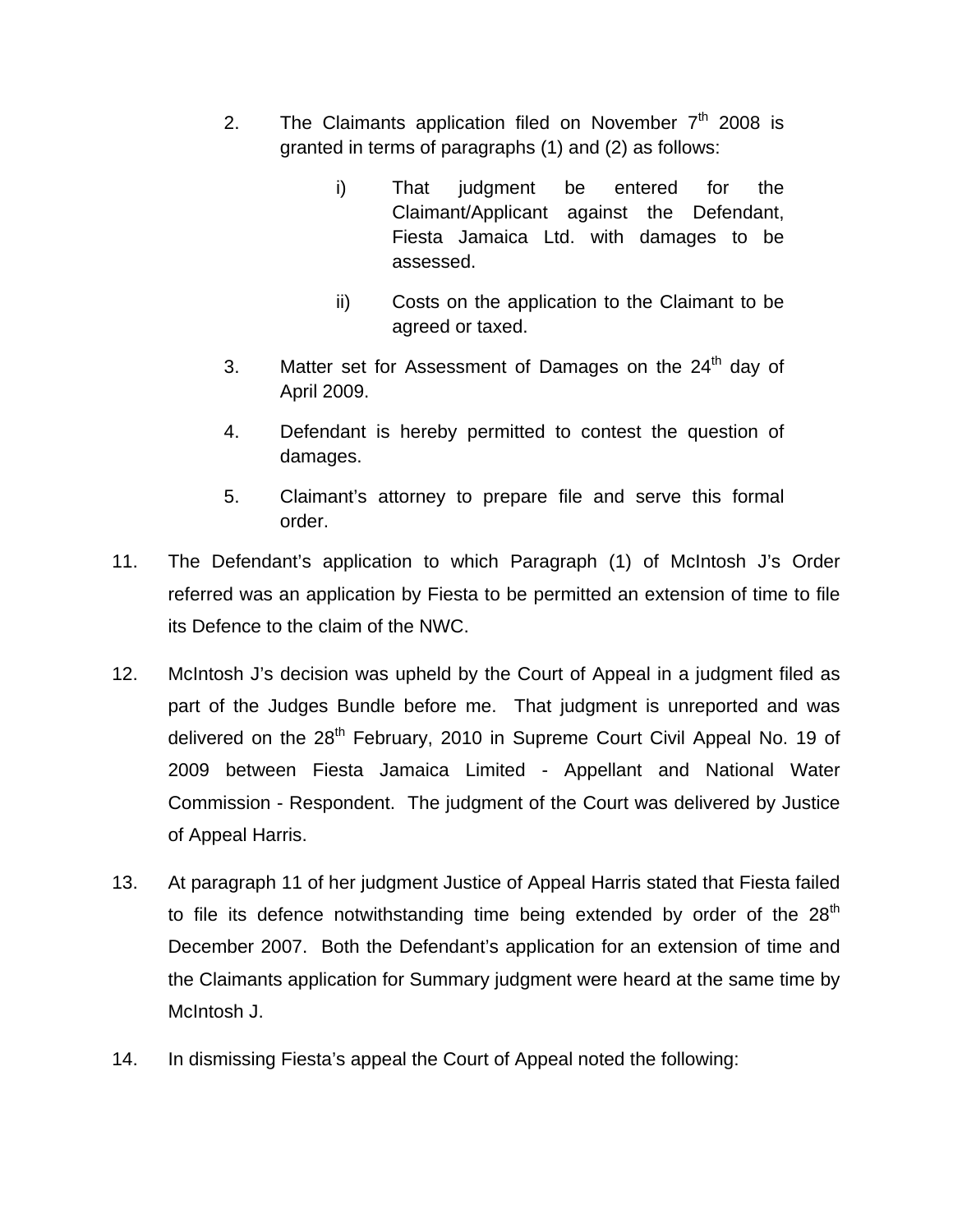2. The Claimants application filed on November 7th 2008 is granted in terms of paragraphs (1) and (2) as follows:

   i) That judgment be entered for the Claimant/Applicant against the Defendant, Fiesta Jamaica Ltd. with damages to be assessed.

   ii) Costs on the application to the Claimant to be agreed or taxed.

3. Matter set for Assessment of Damages on the 24th day of April 2009.

4. Defendant is hereby permitted to contest the question of damages.

5. Claimant's attorney to prepare file and serve this formal order.

11. The Defendant's application to which Paragraph (1) of McIntosh J's Order referred was an application by Fiesta to be permitted an extension of time to file its Defence to the claim of the NWC.

12. McIntosh J's decision was upheld by the Court of Appeal in a judgment filed as part of the Judges Bundle before me. That judgment is unreported and was delivered on the 28th February, 2010 in Supreme Court Civil Appeal No. 19 of 2009 between Fiesta Jamaica Limited - Appellant and National Water Commission - Respondent. The judgment of the Court was delivered by Justice of Appeal Harris.

13. At paragraph 11 of her judgment Justice of Appeal Harris stated that Fiesta failed to file its defence notwithstanding time being extended by order of the 28th December 2007. Both the Defendant's application for an extension of time and the Claimants application for Summary judgment were heard at the same time by McIntosh J.

14. In dismissing Fiesta's appeal the Court of Appeal noted the following: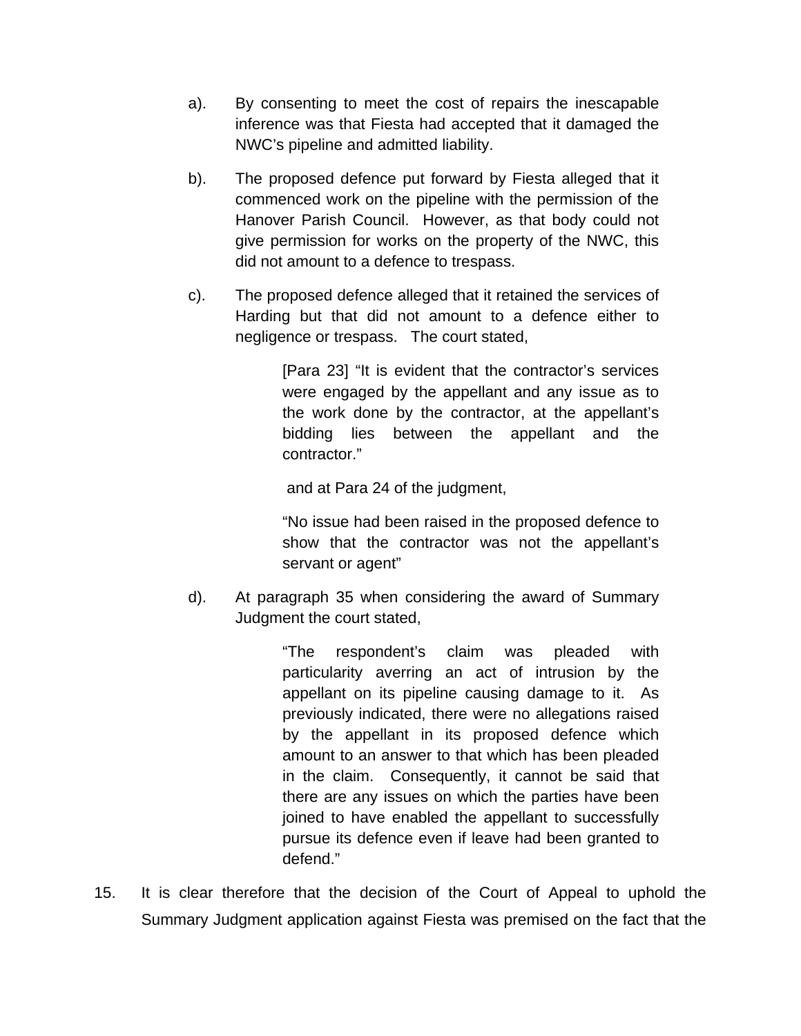a). By consenting to meet the cost of repairs the inescapable inference was that Fiesta had accepted that it damaged the NWC's pipeline and admitted liability.

b). The proposed defence put forward by Fiesta alleged that it commenced work on the pipeline with the permission of the Hanover Parish Council. However, as that body could not give permission for works on the property of the NWC, this did not amount to a defence to trespass.

c). The proposed defence alleged that it retained the services of Harding but that did not amount to a defence either to negligence or trespass. The court stated,

> [Para 23] "It is evident that the contractor's services were engaged by the appellant and any issue as to the work done by the contractor, at the appellant's bidding lies between the appellant and the contractor."
>
> and at Para 24 of the judgment,
>
> "No issue had been raised in the proposed defence to show that the contractor was not the appellant's servant or agent"

d). At paragraph 35 when considering the award of Summary Judgment the court stated,

> "The respondent's claim was pleaded with particularity averring an act of intrusion by the appellant on its pipeline causing damage to it. As previously indicated, there were no allegations raised by the appellant in its proposed defence which amount to an answer to that which has been pleaded in the claim. Consequently, it cannot be said that there are any issues on which the parties have been joined to have enabled the appellant to successfully pursue its defence even if leave had been granted to defend."

15. It is clear therefore that the decision of the Court of Appeal to uphold the Summary Judgment application against Fiesta was premised on the fact that the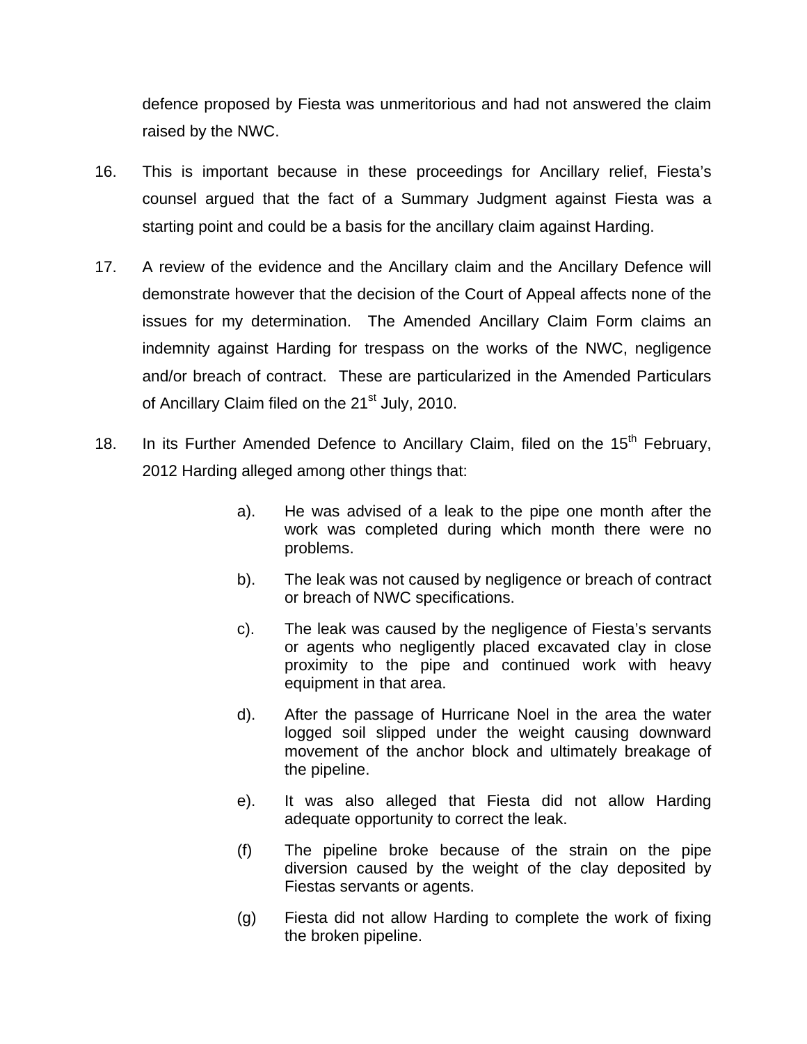defence proposed by Fiesta was unmeritorious and had not answered the claim raised by the NWC.

16. This is important because in these proceedings for Ancillary relief, Fiesta's counsel argued that the fact of a Summary Judgment against Fiesta was a starting point and could be a basis for the ancillary claim against Harding.

17. A review of the evidence and the Ancillary claim and the Ancillary Defence will demonstrate however that the decision of the Court of Appeal affects none of the issues for my determination. The Amended Ancillary Claim Form claims an indemnity against Harding for trespass on the works of the NWC, negligence and/or breach of contract. These are particularized in the Amended Particulars of Ancillary Claim filed on the 21st July, 2010.

18. In its Further Amended Defence to Ancillary Claim, filed on the 15th February, 2012 Harding alleged among other things that:

    a). He was advised of a leak to the pipe one month after the work was completed during which month there were no problems.

    b). The leak was not caused by negligence or breach of contract or breach of NWC specifications.

    c). The leak was caused by the negligence of Fiesta's servants or agents who negligently placed excavated clay in close proximity to the pipe and continued work with heavy equipment in that area.

    d). After the passage of Hurricane Noel in the area the water logged soil slipped under the weight causing downward movement of the anchor block and ultimately breakage of the pipeline.

    e). It was also alleged that Fiesta did not allow Harding adequate opportunity to correct the leak.

    (f) The pipeline broke because of the strain on the pipe diversion caused by the weight of the clay deposited by Fiestas servants or agents.

    (g) Fiesta did not allow Harding to complete the work of fixing the broken pipeline.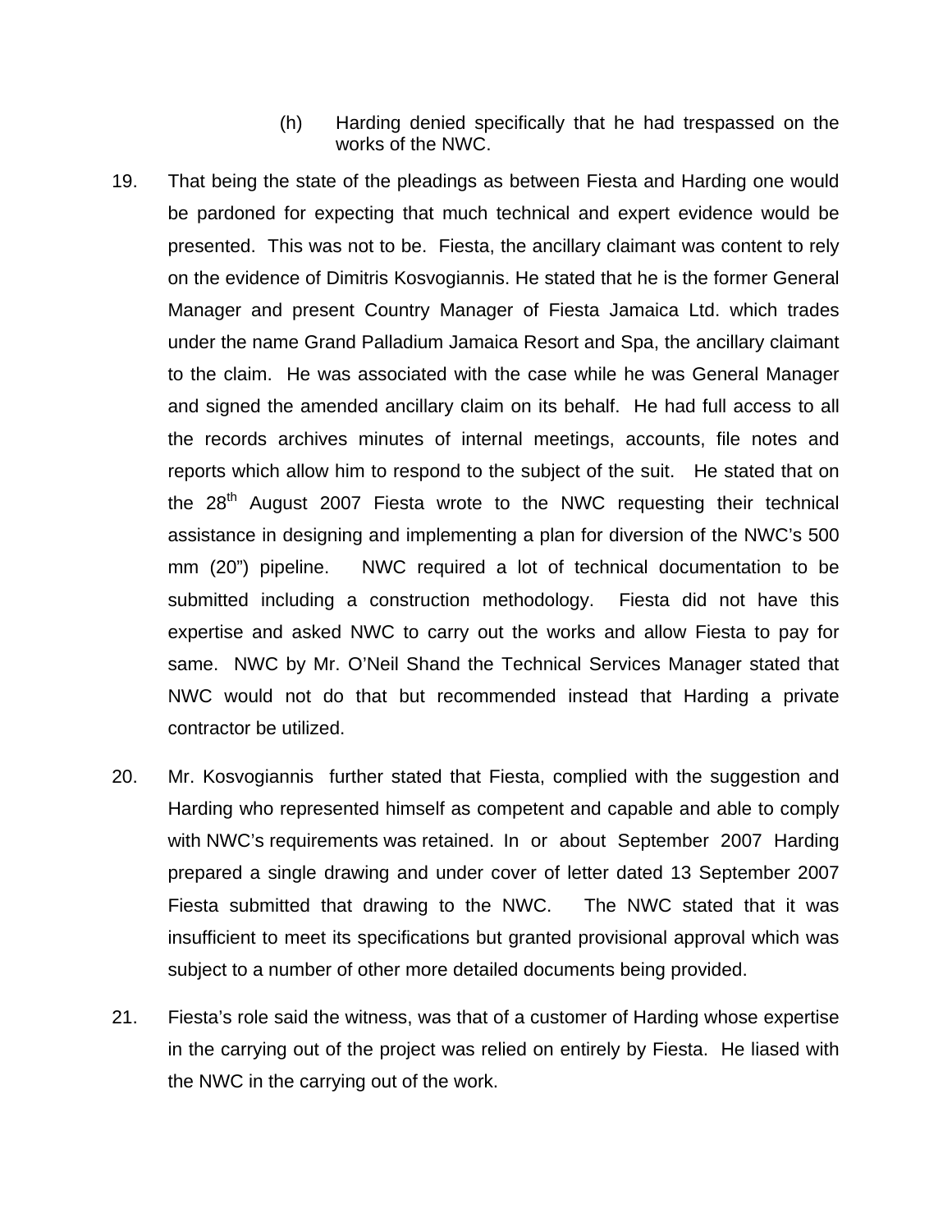(h) Harding denied specifically that he had trespassed on the works of the NWC.

19. That being the state of the pleadings as between Fiesta and Harding one would be pardoned for expecting that much technical and expert evidence would be presented. This was not to be. Fiesta, the ancillary claimant was content to rely on the evidence of Dimitris Kosvogiannis. He stated that he is the former General Manager and present Country Manager of Fiesta Jamaica Ltd. which trades under the name Grand Palladium Jamaica Resort and Spa, the ancillary claimant to the claim. He was associated with the case while he was General Manager and signed the amended ancillary claim on its behalf. He had full access to all the records archives minutes of internal meetings, accounts, file notes and reports which allow him to respond to the subject of the suit. He stated that on the 28th August 2007 Fiesta wrote to the NWC requesting their technical assistance in designing and implementing a plan for diversion of the NWC's 500 mm (20") pipeline. NWC required a lot of technical documentation to be submitted including a construction methodology. Fiesta did not have this expertise and asked NWC to carry out the works and allow Fiesta to pay for same. NWC by Mr. O'Neil Shand the Technical Services Manager stated that NWC would not do that but recommended instead that Harding a private contractor be utilized.

20. Mr. Kosvogiannis further stated that Fiesta, complied with the suggestion and Harding who represented himself as competent and capable and able to comply with NWC's requirements was retained. In or about September 2007 Harding prepared a single drawing and under cover of letter dated 13 September 2007 Fiesta submitted that drawing to the NWC. The NWC stated that it was insufficient to meet its specifications but granted provisional approval which was subject to a number of other more detailed documents being provided.

21. Fiesta's role said the witness, was that of a customer of Harding whose expertise in the carrying out of the project was relied on entirely by Fiesta. He liased with the NWC in the carrying out of the work.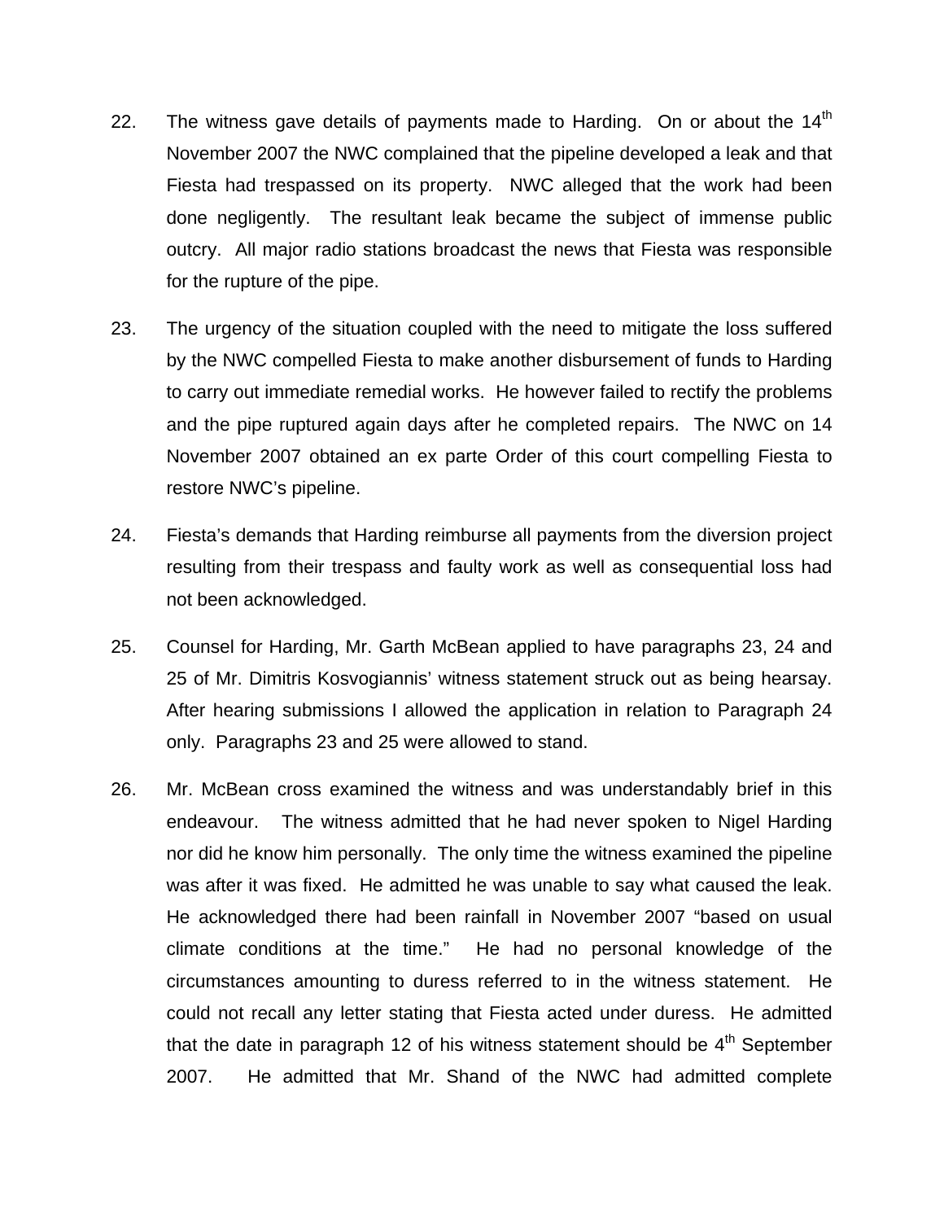22. The witness gave details of payments made to Harding. On or about the 14th November 2007 the NWC complained that the pipeline developed a leak and that Fiesta had trespassed on its property. NWC alleged that the work had been done negligently. The resultant leak became the subject of immense public outcry. All major radio stations broadcast the news that Fiesta was responsible for the rupture of the pipe.

23. The urgency of the situation coupled with the need to mitigate the loss suffered by the NWC compelled Fiesta to make another disbursement of funds to Harding to carry out immediate remedial works. He however failed to rectify the problems and the pipe ruptured again days after he completed repairs. The NWC on 14 November 2007 obtained an ex parte Order of this court compelling Fiesta to restore NWC's pipeline.

24. Fiesta's demands that Harding reimburse all payments from the diversion project resulting from their trespass and faulty work as well as consequential loss had not been acknowledged.

25. Counsel for Harding, Mr. Garth McBean applied to have paragraphs 23, 24 and 25 of Mr. Dimitris Kosvogiannis' witness statement struck out as being hearsay. After hearing submissions I allowed the application in relation to Paragraph 24 only. Paragraphs 23 and 25 were allowed to stand.

26. Mr. McBean cross examined the witness and was understandably brief in this endeavour. The witness admitted that he had never spoken to Nigel Harding nor did he know him personally. The only time the witness examined the pipeline was after it was fixed. He admitted he was unable to say what caused the leak. He acknowledged there had been rainfall in November 2007 "based on usual climate conditions at the time." He had no personal knowledge of the circumstances amounting to duress referred to in the witness statement. He could not recall any letter stating that Fiesta acted under duress. He admitted that the date in paragraph 12 of his witness statement should be 4th September 2007. He admitted that Mr. Shand of the NWC had admitted complete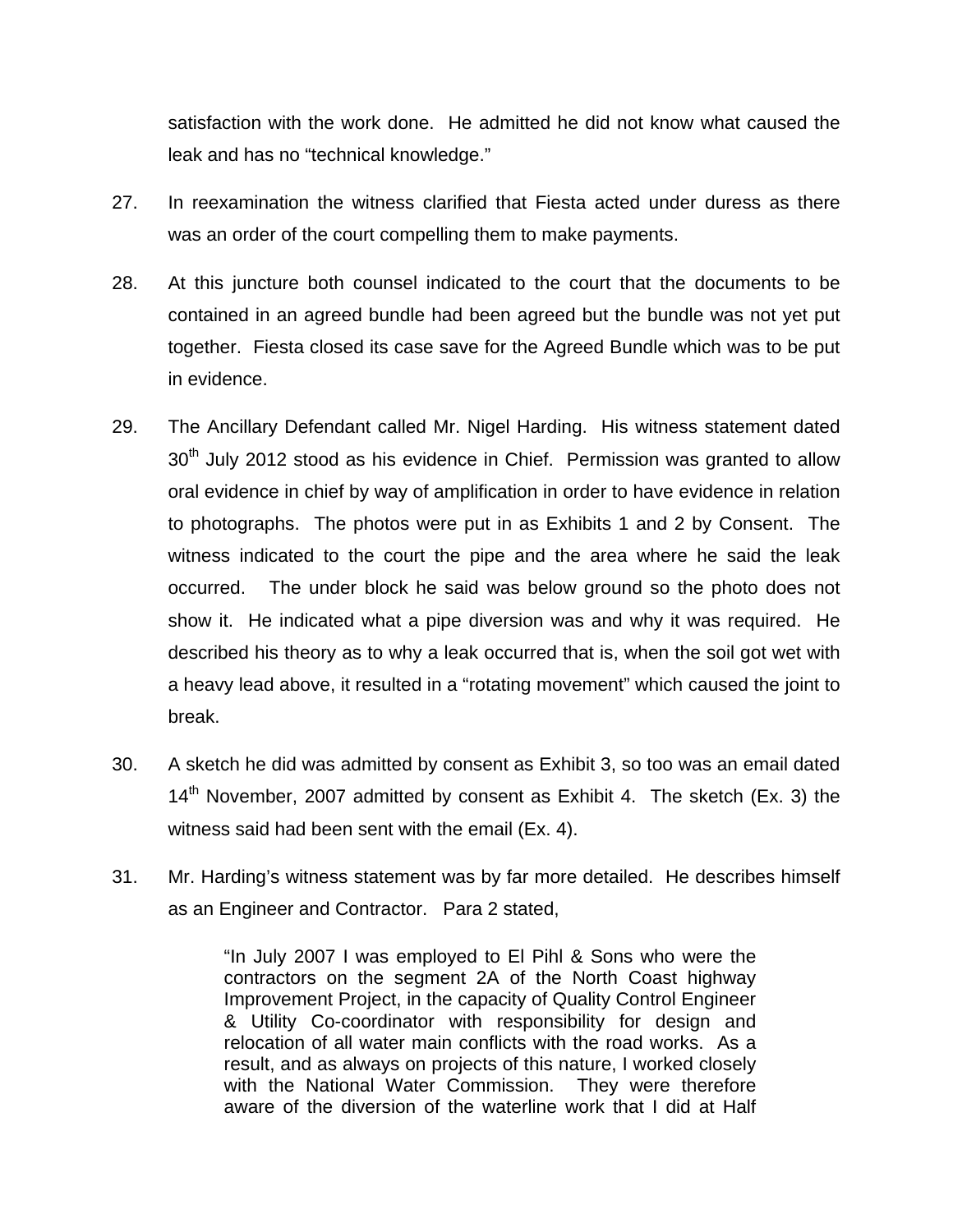satisfaction with the work done. He admitted he did not know what caused the leak and has no "technical knowledge."

27. In reexamination the witness clarified that Fiesta acted under duress as there was an order of the court compelling them to make payments.

28. At this juncture both counsel indicated to the court that the documents to be contained in an agreed bundle had been agreed but the bundle was not yet put together. Fiesta closed its case save for the Agreed Bundle which was to be put in evidence.

29. The Ancillary Defendant called Mr. Nigel Harding. His witness statement dated 30th July 2012 stood as his evidence in Chief. Permission was granted to allow oral evidence in chief by way of amplification in order to have evidence in relation to photographs. The photos were put in as Exhibits 1 and 2 by Consent. The witness indicated to the court the pipe and the area where he said the leak occurred. The under block he said was below ground so the photo does not show it. He indicated what a pipe diversion was and why it was required. He described his theory as to why a leak occurred that is, when the soil got wet with a heavy lead above, it resulted in a "rotating movement" which caused the joint to break.

30. A sketch he did was admitted by consent as Exhibit 3, so too was an email dated 14th November, 2007 admitted by consent as Exhibit 4. The sketch (Ex. 3) the witness said had been sent with the email (Ex. 4).

31. Mr. Harding's witness statement was by far more detailed. He describes himself as an Engineer and Contractor. Para 2 stated,

> "In July 2007 I was employed to El Pihl & Sons who were the contractors on the segment 2A of the North Coast highway Improvement Project, in the capacity of Quality Control Engineer & Utility Co-coordinator with responsibility for design and relocation of all water main conflicts with the road works. As a result, and as always on projects of this nature, I worked closely with the National Water Commission. They were therefore aware of the diversion of the waterline work that I did at Half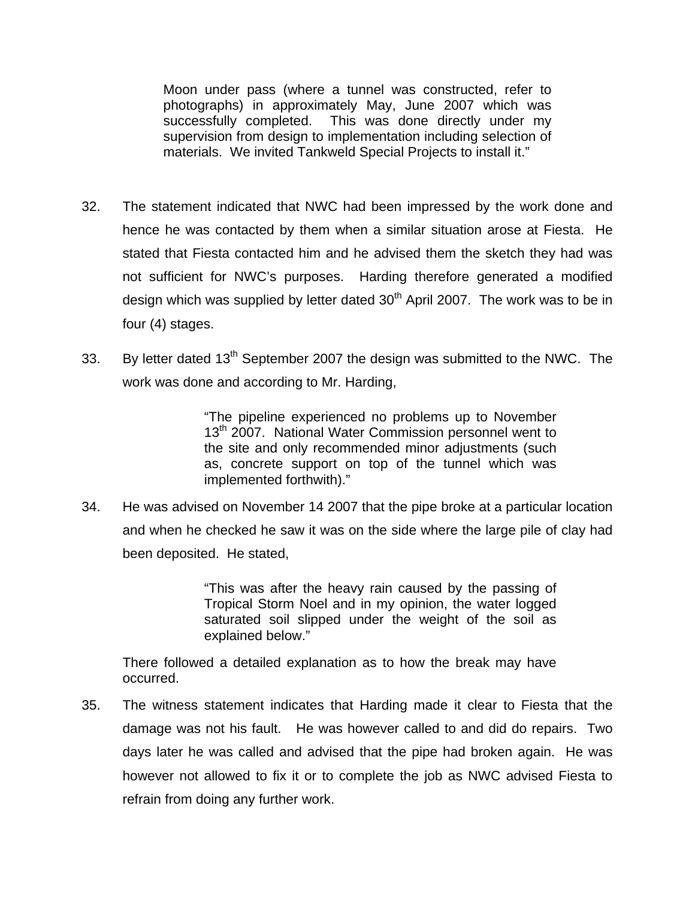> Moon under pass (where a tunnel was constructed, refer to photographs) in approximately May, June 2007 which was successfully completed. This was done directly under my supervision from design to implementation including selection of materials. We invited Tankweld Special Projects to install it."

32. The statement indicated that NWC had been impressed by the work done and hence he was contacted by them when a similar situation arose at Fiesta. He stated that Fiesta contacted him and he advised them the sketch they had was not sufficient for NWC's purposes. Harding therefore generated a modified design which was supplied by letter dated 30th April 2007. The work was to be in four (4) stages.

33. By letter dated 13th September 2007 the design was submitted to the NWC. The work was done and according to Mr. Harding,

> "The pipeline experienced no problems up to November 13th 2007. National Water Commission personnel went to the site and only recommended minor adjustments (such as, concrete support on top of the tunnel which was implemented forthwith)."

34. He was advised on November 14 2007 that the pipe broke at a particular location and when he checked he saw it was on the side where the large pile of clay had been deposited. He stated,

> "This was after the heavy rain caused by the passing of Tropical Storm Noel and in my opinion, the water logged saturated soil slipped under the weight of the soil as explained below."

There followed a detailed explanation as to how the break may have occurred.

35. The witness statement indicates that Harding made it clear to Fiesta that the damage was not his fault. He was however called to and did do repairs. Two days later he was called and advised that the pipe had broken again. He was however not allowed to fix it or to complete the job as NWC advised Fiesta to refrain from doing any further work.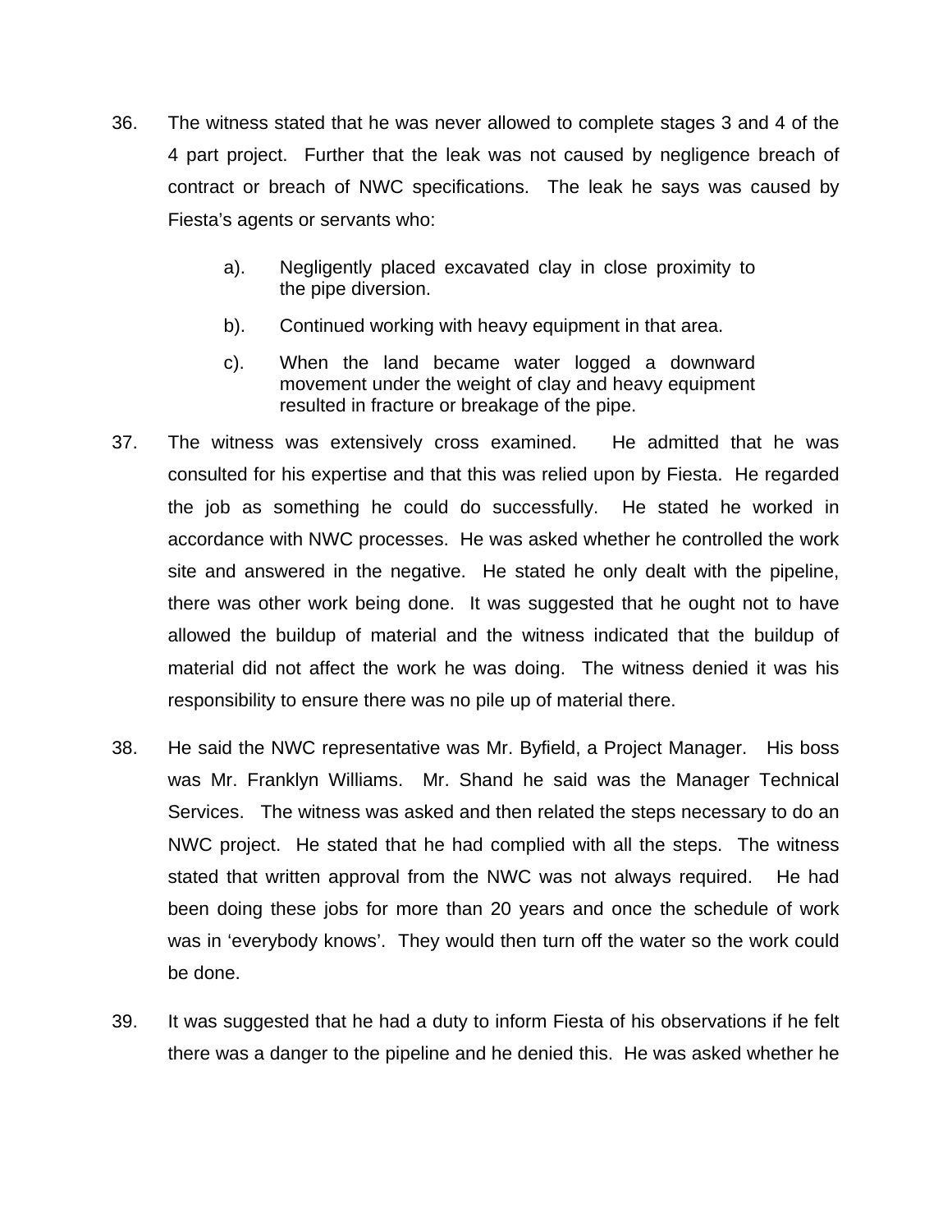36. The witness stated that he was never allowed to complete stages 3 and 4 of the 4 part project. Further that the leak was not caused by negligence breach of contract or breach of NWC specifications. The leak he says was caused by Fiesta's agents or servants who:

    a). Negligently placed excavated clay in close proximity to the pipe diversion.

    b). Continued working with heavy equipment in that area.

    c). When the land became water logged a downward movement under the weight of clay and heavy equipment resulted in fracture or breakage of the pipe.

37. The witness was extensively cross examined. He admitted that he was consulted for his expertise and that this was relied upon by Fiesta. He regarded the job as something he could do successfully. He stated he worked in accordance with NWC processes. He was asked whether he controlled the work site and answered in the negative. He stated he only dealt with the pipeline, there was other work being done. It was suggested that he ought not to have allowed the buildup of material and the witness indicated that the buildup of material did not affect the work he was doing. The witness denied it was his responsibility to ensure there was no pile up of material there.

38. He said the NWC representative was Mr. Byfield, a Project Manager. His boss was Mr. Franklyn Williams. Mr. Shand he said was the Manager Technical Services. The witness was asked and then related the steps necessary to do an NWC project. He stated that he had complied with all the steps. The witness stated that written approval from the NWC was not always required. He had been doing these jobs for more than 20 years and once the schedule of work was in 'everybody knows'. They would then turn off the water so the work could be done.

39. It was suggested that he had a duty to inform Fiesta of his observations if he felt there was a danger to the pipeline and he denied this. He was asked whether he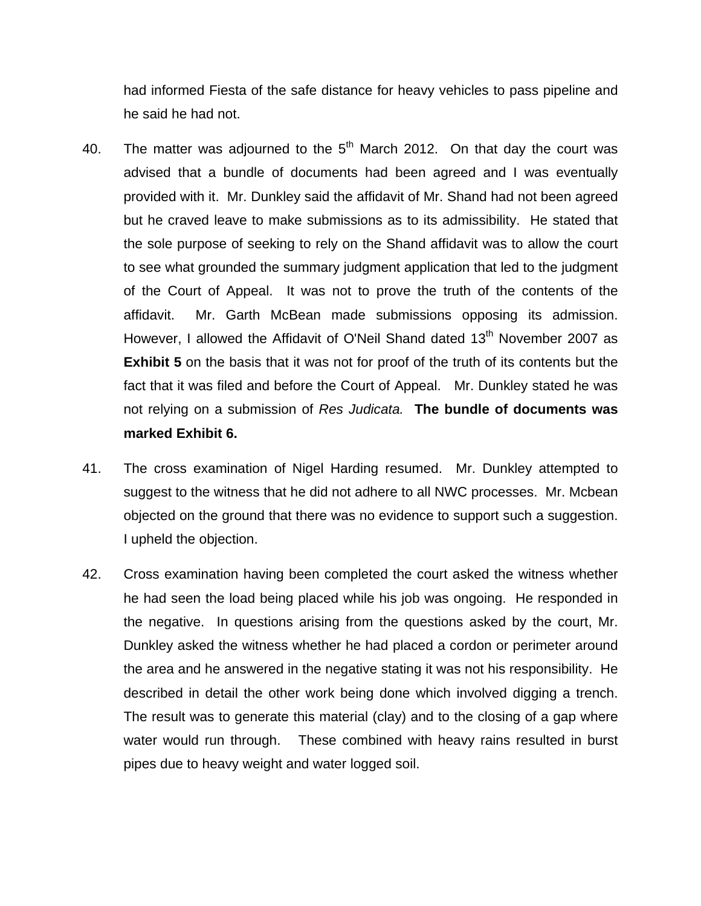had informed Fiesta of the safe distance for heavy vehicles to pass pipeline and he said he had not.

40. The matter was adjourned to the 5th March 2012. On that day the court was advised that a bundle of documents had been agreed and I was eventually provided with it. Mr. Dunkley said the affidavit of Mr. Shand had not been agreed but he craved leave to make submissions as to its admissibility. He stated that the sole purpose of seeking to rely on the Shand affidavit was to allow the court to see what grounded the summary judgment application that led to the judgment of the Court of Appeal. It was not to prove the truth of the contents of the affidavit. Mr. Garth McBean made submissions opposing its admission. However, I allowed the Affidavit of O'Neil Shand dated 13th November 2007 as **Exhibit 5** on the basis that it was not for proof of the truth of its contents but the fact that it was filed and before the Court of Appeal. Mr. Dunkley stated he was not relying on a submission of *Res Judicata.* **The bundle of documents was marked Exhibit 6.**

41. The cross examination of Nigel Harding resumed. Mr. Dunkley attempted to suggest to the witness that he did not adhere to all NWC processes. Mr. Mcbean objected on the ground that there was no evidence to support such a suggestion. I upheld the objection.

42. Cross examination having been completed the court asked the witness whether he had seen the load being placed while his job was ongoing. He responded in the negative. In questions arising from the questions asked by the court, Mr. Dunkley asked the witness whether he had placed a cordon or perimeter around the area and he answered in the negative stating it was not his responsibility. He described in detail the other work being done which involved digging a trench. The result was to generate this material (clay) and to the closing of a gap where water would run through. These combined with heavy rains resulted in burst pipes due to heavy weight and water logged soil.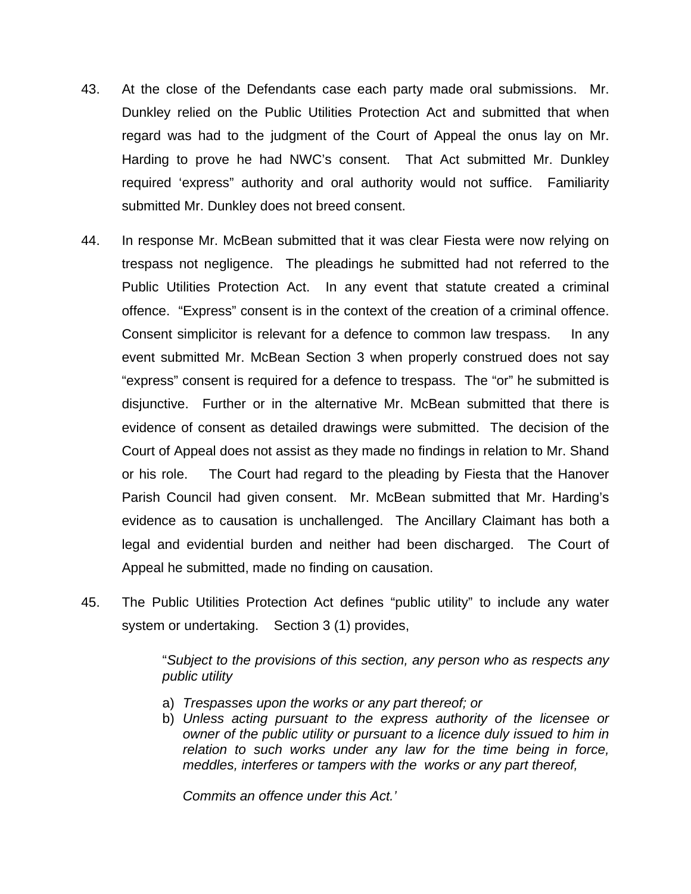43. At the close of the Defendants case each party made oral submissions. Mr. Dunkley relied on the Public Utilities Protection Act and submitted that when regard was had to the judgment of the Court of Appeal the onus lay on Mr. Harding to prove he had NWC's consent. That Act submitted Mr. Dunkley required 'express" authority and oral authority would not suffice. Familiarity submitted Mr. Dunkley does not breed consent.

44. In response Mr. McBean submitted that it was clear Fiesta were now relying on trespass not negligence. The pleadings he submitted had not referred to the Public Utilities Protection Act. In any event that statute created a criminal offence. "Express" consent is in the context of the creation of a criminal offence. Consent simplicitor is relevant for a defence to common law trespass. In any event submitted Mr. McBean Section 3 when properly construed does not say "express" consent is required for a defence to trespass. The "or" he submitted is disjunctive. Further or in the alternative Mr. McBean submitted that there is evidence of consent as detailed drawings were submitted. The decision of the Court of Appeal does not assist as they made no findings in relation to Mr. Shand or his role. The Court had regard to the pleading by Fiesta that the Hanover Parish Council had given consent. Mr. McBean submitted that Mr. Harding's evidence as to causation is unchallenged. The Ancillary Claimant has both a legal and evidential burden and neither had been discharged. The Court of Appeal he submitted, made no finding on causation.

45. The Public Utilities Protection Act defines "public utility" to include any water system or undertaking. Section 3 (1) provides,

> "*Subject to the provisions of this section, any person who as respects any public utility*
>
> a) *Trespasses upon the works or any part thereof; or*
> b) *Unless acting pursuant to the express authority of the licensee or owner of the public utility or pursuant to a licence duly issued to him in relation to such works under any law for the time being in force, meddles, interferes or tampers with the works or any part thereof,*
>
> *Commits an offence under this Act.'*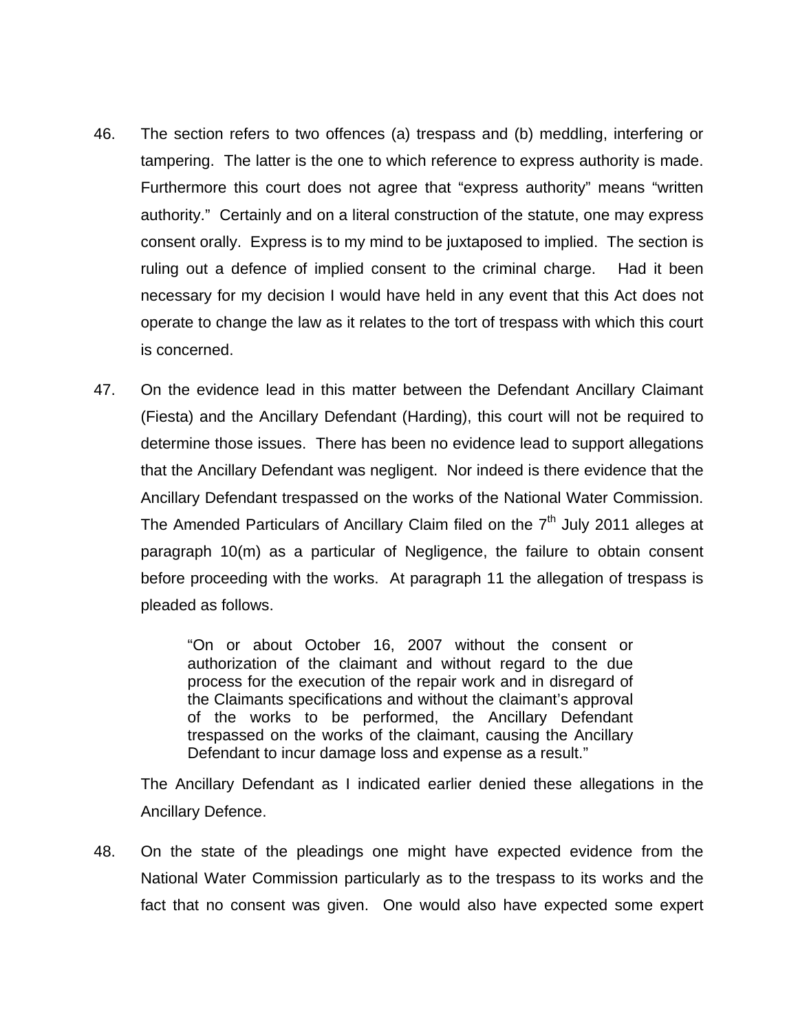46. The section refers to two offences (a) trespass and (b) meddling, interfering or tampering. The latter is the one to which reference to express authority is made. Furthermore this court does not agree that "express authority" means "written authority." Certainly and on a literal construction of the statute, one may express consent orally. Express is to my mind to be juxtaposed to implied. The section is ruling out a defence of implied consent to the criminal charge. Had it been necessary for my decision I would have held in any event that this Act does not operate to change the law as it relates to the tort of trespass with which this court is concerned.

47. On the evidence lead in this matter between the Defendant Ancillary Claimant (Fiesta) and the Ancillary Defendant (Harding), this court will not be required to determine those issues. There has been no evidence lead to support allegations that the Ancillary Defendant was negligent. Nor indeed is there evidence that the Ancillary Defendant trespassed on the works of the National Water Commission. The Amended Particulars of Ancillary Claim filed on the 7th July 2011 alleges at paragraph 10(m) as a particular of Negligence, the failure to obtain consent before proceeding with the works. At paragraph 11 the allegation of trespass is pleaded as follows.

> "On or about October 16, 2007 without the consent or authorization of the claimant and without regard to the due process for the execution of the repair work and in disregard of the Claimants specifications and without the claimant's approval of the works to be performed, the Ancillary Defendant trespassed on the works of the claimant, causing the Ancillary Defendant to incur damage loss and expense as a result."

The Ancillary Defendant as I indicated earlier denied these allegations in the Ancillary Defence.

48. On the state of the pleadings one might have expected evidence from the National Water Commission particularly as to the trespass to its works and the fact that no consent was given. One would also have expected some expert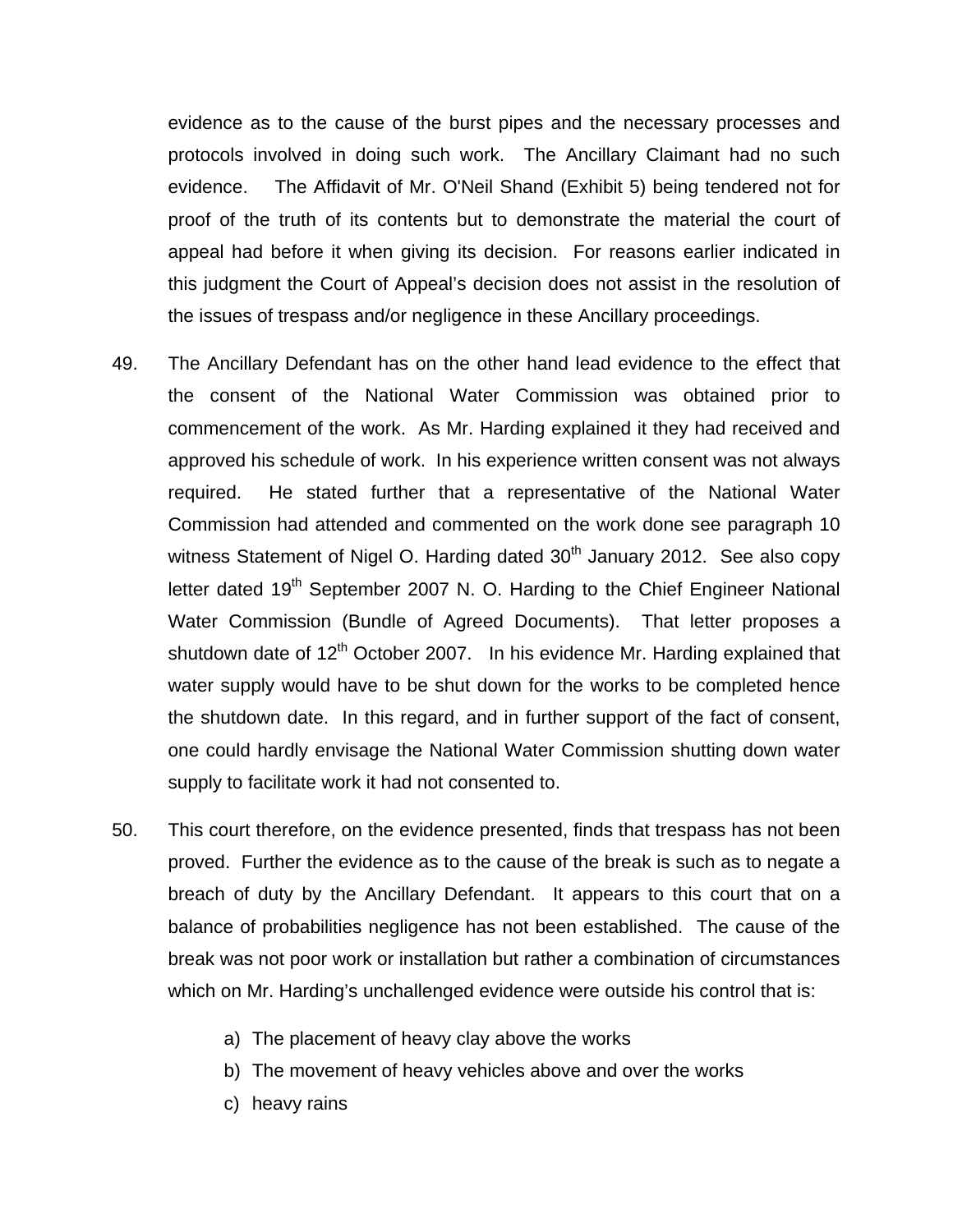evidence as to the cause of the burst pipes and the necessary processes and protocols involved in doing such work. The Ancillary Claimant had no such evidence. The Affidavit of Mr. O'Neil Shand (Exhibit 5) being tendered not for proof of the truth of its contents but to demonstrate the material the court of appeal had before it when giving its decision. For reasons earlier indicated in this judgment the Court of Appeal's decision does not assist in the resolution of the issues of trespass and/or negligence in these Ancillary proceedings.

49. The Ancillary Defendant has on the other hand lead evidence to the effect that the consent of the National Water Commission was obtained prior to commencement of the work. As Mr. Harding explained it they had received and approved his schedule of work. In his experience written consent was not always required. He stated further that a representative of the National Water Commission had attended and commented on the work done see paragraph 10 witness Statement of Nigel O. Harding dated 30th January 2012. See also copy letter dated 19th September 2007 N. O. Harding to the Chief Engineer National Water Commission (Bundle of Agreed Documents). That letter proposes a shutdown date of 12th October 2007. In his evidence Mr. Harding explained that water supply would have to be shut down for the works to be completed hence the shutdown date. In this regard, and in further support of the fact of consent, one could hardly envisage the National Water Commission shutting down water supply to facilitate work it had not consented to.

50. This court therefore, on the evidence presented, finds that trespass has not been proved. Further the evidence as to the cause of the break is such as to negate a breach of duty by the Ancillary Defendant. It appears to this court that on a balance of probabilities negligence has not been established. The cause of the break was not poor work or installation but rather a combination of circumstances which on Mr. Harding's unchallenged evidence were outside his control that is:

    a) The placement of heavy clay above the works
    b) The movement of heavy vehicles above and over the works
    c) heavy rains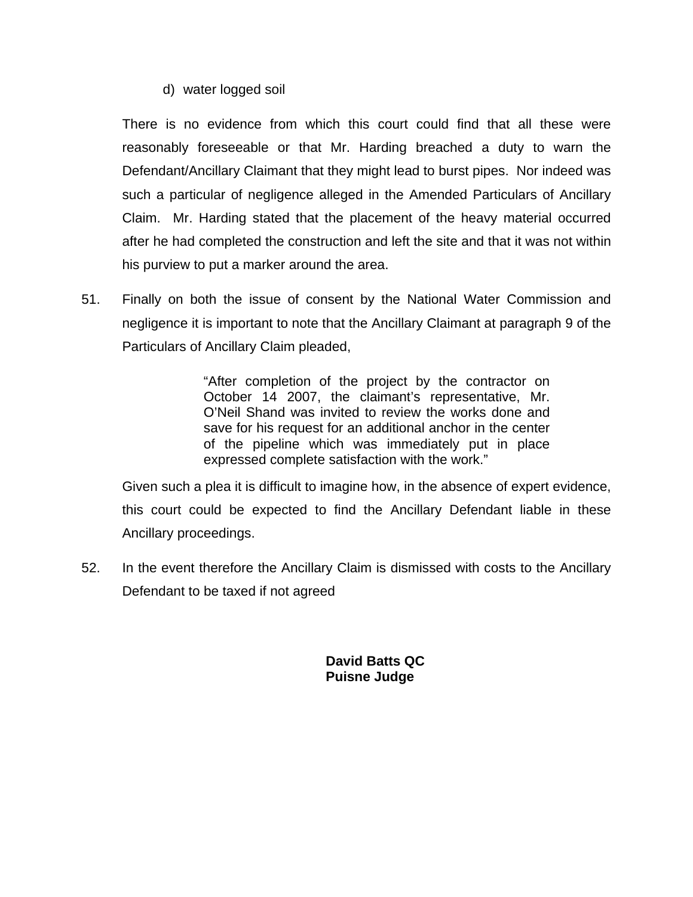d) water logged soil

There is no evidence from which this court could find that all these were reasonably foreseeable or that Mr. Harding breached a duty to warn the Defendant/Ancillary Claimant that they might lead to burst pipes. Nor indeed was such a particular of negligence alleged in the Amended Particulars of Ancillary Claim. Mr. Harding stated that the placement of the heavy material occurred after he had completed the construction and left the site and that it was not within his purview to put a marker around the area.

51. Finally on both the issue of consent by the National Water Commission and negligence it is important to note that the Ancillary Claimant at paragraph 9 of the Particulars of Ancillary Claim pleaded,

> "After completion of the project by the contractor on October 14 2007, the claimant's representative, Mr. O'Neil Shand was invited to review the works done and save for his request for an additional anchor in the center of the pipeline which was immediately put in place expressed complete satisfaction with the work."

Given such a plea it is difficult to imagine how, in the absence of expert evidence, this court could be expected to find the Ancillary Defendant liable in these Ancillary proceedings.

52. In the event therefore the Ancillary Claim is dismissed with costs to the Ancillary Defendant to be taxed if not agreed

**David Batts QC**
**Puisne Judge**